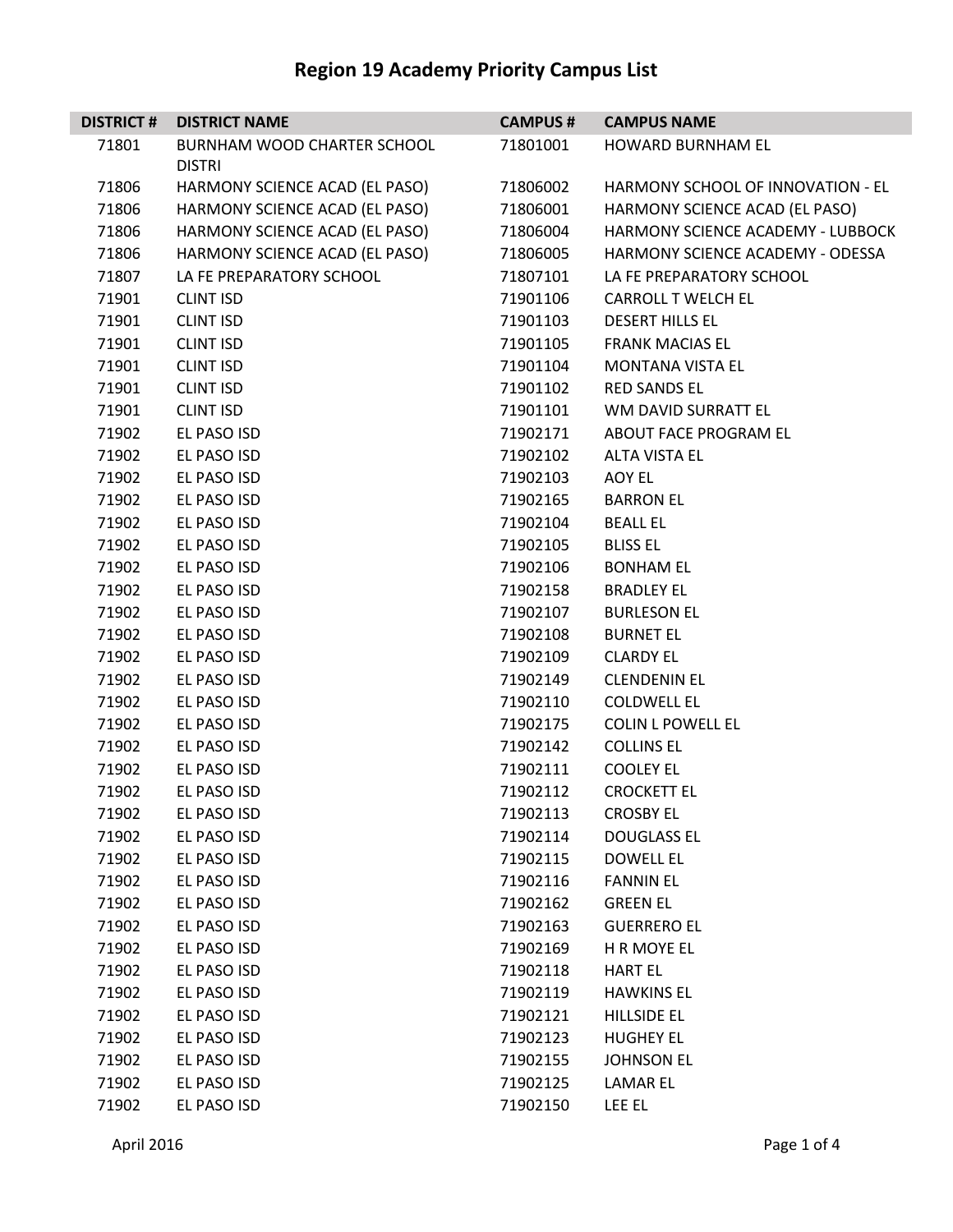# Region 19 Academy Priority Campus List

| DISTRICT # | DISTRICT NAME | CAMPUS # | CAMPUS NAME |
|---|---|---|---|
| 71801 | BURNHAM WOOD CHARTER SCHOOL DISTRI | 71801001 | HOWARD BURNHAM EL |
| 71806 | HARMONY SCIENCE ACAD (EL PASO) | 71806002 | HARMONY SCHOOL OF INNOVATION - EL |
| 71806 | HARMONY SCIENCE ACAD (EL PASO) | 71806001 | HARMONY SCIENCE ACAD (EL PASO) |
| 71806 | HARMONY SCIENCE ACAD (EL PASO) | 71806004 | HARMONY SCIENCE ACADEMY - LUBBOCK |
| 71806 | HARMONY SCIENCE ACAD (EL PASO) | 71806005 | HARMONY SCIENCE ACADEMY - ODESSA |
| 71807 | LA FE PREPARATORY SCHOOL | 71807101 | LA FE PREPARATORY SCHOOL |
| 71901 | CLINT ISD | 71901106 | CARROLL T WELCH EL |
| 71901 | CLINT ISD | 71901103 | DESERT HILLS EL |
| 71901 | CLINT ISD | 71901105 | FRANK MACIAS EL |
| 71901 | CLINT ISD | 71901104 | MONTANA VISTA EL |
| 71901 | CLINT ISD | 71901102 | RED SANDS EL |
| 71901 | CLINT ISD | 71901101 | WM DAVID SURRATT EL |
| 71902 | EL PASO ISD | 71902171 | ABOUT FACE PROGRAM EL |
| 71902 | EL PASO ISD | 71902102 | ALTA VISTA EL |
| 71902 | EL PASO ISD | 71902103 | AOY EL |
| 71902 | EL PASO ISD | 71902165 | BARRON EL |
| 71902 | EL PASO ISD | 71902104 | BEALL EL |
| 71902 | EL PASO ISD | 71902105 | BLISS EL |
| 71902 | EL PASO ISD | 71902106 | BONHAM EL |
| 71902 | EL PASO ISD | 71902158 | BRADLEY EL |
| 71902 | EL PASO ISD | 71902107 | BURLESON EL |
| 71902 | EL PASO ISD | 71902108 | BURNET EL |
| 71902 | EL PASO ISD | 71902109 | CLARDY EL |
| 71902 | EL PASO ISD | 71902149 | CLENDENIN EL |
| 71902 | EL PASO ISD | 71902110 | COLDWELL EL |
| 71902 | EL PASO ISD | 71902175 | COLIN L POWELL EL |
| 71902 | EL PASO ISD | 71902142 | COLLINS EL |
| 71902 | EL PASO ISD | 71902111 | COOLEY EL |
| 71902 | EL PASO ISD | 71902112 | CROCKETT EL |
| 71902 | EL PASO ISD | 71902113 | CROSBY EL |
| 71902 | EL PASO ISD | 71902114 | DOUGLASS EL |
| 71902 | EL PASO ISD | 71902115 | DOWELL EL |
| 71902 | EL PASO ISD | 71902116 | FANNIN EL |
| 71902 | EL PASO ISD | 71902162 | GREEN EL |
| 71902 | EL PASO ISD | 71902163 | GUERRERO EL |
| 71902 | EL PASO ISD | 71902169 | H R MOYE EL |
| 71902 | EL PASO ISD | 71902118 | HART EL |
| 71902 | EL PASO ISD | 71902119 | HAWKINS EL |
| 71902 | EL PASO ISD | 71902121 | HILLSIDE EL |
| 71902 | EL PASO ISD | 71902123 | HUGHEY EL |
| 71902 | EL PASO ISD | 71902155 | JOHNSON EL |
| 71902 | EL PASO ISD | 71902125 | LAMAR EL |
| 71902 | EL PASO ISD | 71902150 | LEE EL |

April 2016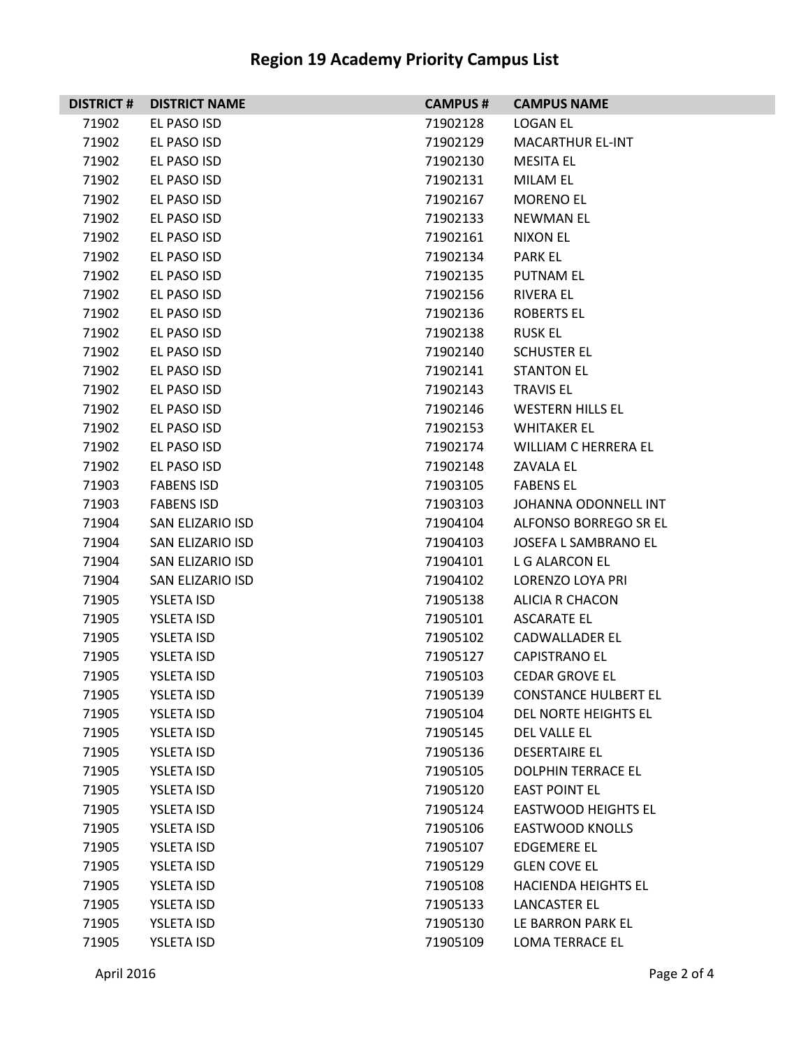# Region 19 Academy Priority Campus List

| DISTRICT # | DISTRICT NAME | CAMPUS # | CAMPUS NAME |
|---|---|---|---|
| 71902 | EL PASO ISD | 71902128 | LOGAN EL |
| 71902 | EL PASO ISD | 71902129 | MACARTHUR EL-INT |
| 71902 | EL PASO ISD | 71902130 | MESITA EL |
| 71902 | EL PASO ISD | 71902131 | MILAM EL |
| 71902 | EL PASO ISD | 71902167 | MORENO EL |
| 71902 | EL PASO ISD | 71902133 | NEWMAN EL |
| 71902 | EL PASO ISD | 71902161 | NIXON EL |
| 71902 | EL PASO ISD | 71902134 | PARK EL |
| 71902 | EL PASO ISD | 71902135 | PUTNAM EL |
| 71902 | EL PASO ISD | 71902156 | RIVERA EL |
| 71902 | EL PASO ISD | 71902136 | ROBERTS EL |
| 71902 | EL PASO ISD | 71902138 | RUSK EL |
| 71902 | EL PASO ISD | 71902140 | SCHUSTER EL |
| 71902 | EL PASO ISD | 71902141 | STANTON EL |
| 71902 | EL PASO ISD | 71902143 | TRAVIS EL |
| 71902 | EL PASO ISD | 71902146 | WESTERN HILLS EL |
| 71902 | EL PASO ISD | 71902153 | WHITAKER EL |
| 71902 | EL PASO ISD | 71902174 | WILLIAM C HERRERA EL |
| 71902 | EL PASO ISD | 71902148 | ZAVALA EL |
| 71903 | FABENS ISD | 71903105 | FABENS EL |
| 71903 | FABENS ISD | 71903103 | JOHANNA ODONNELL INT |
| 71904 | SAN ELIZARIO ISD | 71904104 | ALFONSO BORREGO SR EL |
| 71904 | SAN ELIZARIO ISD | 71904103 | JOSEFA L SAMBRANO EL |
| 71904 | SAN ELIZARIO ISD | 71904101 | L G ALARCON EL |
| 71904 | SAN ELIZARIO ISD | 71904102 | LORENZO LOYA PRI |
| 71905 | YSLETA ISD | 71905138 | ALICIA R CHACON |
| 71905 | YSLETA ISD | 71905101 | ASCARATE EL |
| 71905 | YSLETA ISD | 71905102 | CADWALLADER EL |
| 71905 | YSLETA ISD | 71905127 | CAPISTRANO EL |
| 71905 | YSLETA ISD | 71905103 | CEDAR GROVE EL |
| 71905 | YSLETA ISD | 71905139 | CONSTANCE HULBERT EL |
| 71905 | YSLETA ISD | 71905104 | DEL NORTE HEIGHTS EL |
| 71905 | YSLETA ISD | 71905145 | DEL VALLE EL |
| 71905 | YSLETA ISD | 71905136 | DESERTAIRE EL |
| 71905 | YSLETA ISD | 71905105 | DOLPHIN TERRACE EL |
| 71905 | YSLETA ISD | 71905120 | EAST POINT EL |
| 71905 | YSLETA ISD | 71905124 | EASTWOOD HEIGHTS EL |
| 71905 | YSLETA ISD | 71905106 | EASTWOOD KNOLLS |
| 71905 | YSLETA ISD | 71905107 | EDGEMERE EL |
| 71905 | YSLETA ISD | 71905129 | GLEN COVE EL |
| 71905 | YSLETA ISD | 71905108 | HACIENDA HEIGHTS EL |
| 71905 | YSLETA ISD | 71905133 | LANCASTER EL |
| 71905 | YSLETA ISD | 71905130 | LE BARRON PARK EL |
| 71905 | YSLETA ISD | 71905109 | LOMA TERRACE EL |

April 2016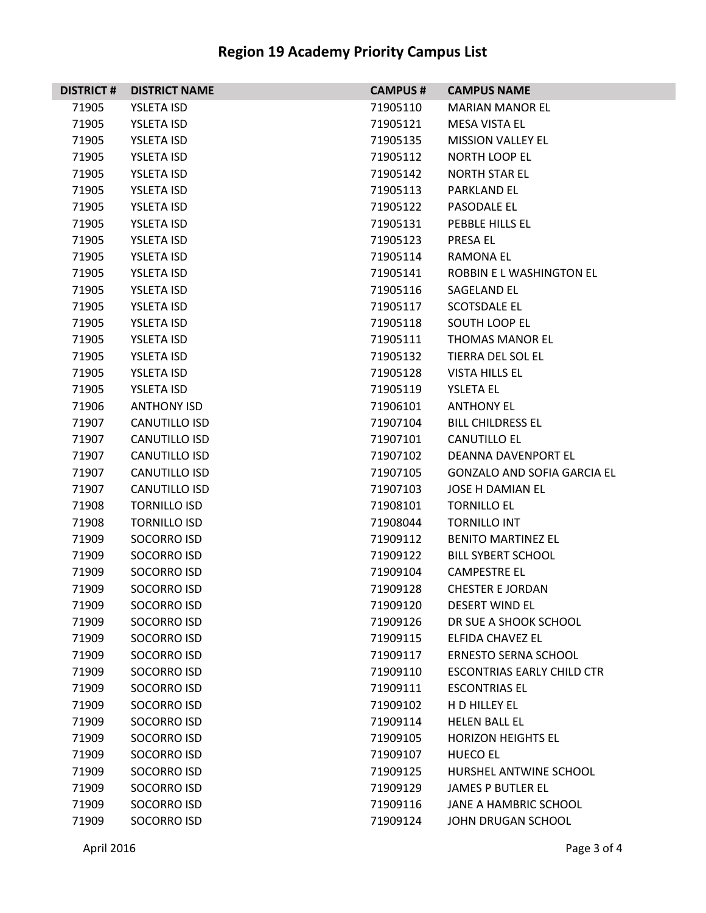# Region 19 Academy Priority Campus List

| DISTRICT # | DISTRICT NAME | CAMPUS # | CAMPUS NAME |
|---|---|---|---|
| 71905 | YSLETA ISD | 71905110 | MARIAN MANOR EL |
| 71905 | YSLETA ISD | 71905121 | MESA VISTA EL |
| 71905 | YSLETA ISD | 71905135 | MISSION VALLEY EL |
| 71905 | YSLETA ISD | 71905112 | NORTH LOOP EL |
| 71905 | YSLETA ISD | 71905142 | NORTH STAR EL |
| 71905 | YSLETA ISD | 71905113 | PARKLAND EL |
| 71905 | YSLETA ISD | 71905122 | PASODALE EL |
| 71905 | YSLETA ISD | 71905131 | PEBBLE HILLS EL |
| 71905 | YSLETA ISD | 71905123 | PRESA EL |
| 71905 | YSLETA ISD | 71905114 | RAMONA EL |
| 71905 | YSLETA ISD | 71905141 | ROBBIN E L WASHINGTON EL |
| 71905 | YSLETA ISD | 71905116 | SAGELAND EL |
| 71905 | YSLETA ISD | 71905117 | SCOTSDALE EL |
| 71905 | YSLETA ISD | 71905118 | SOUTH LOOP EL |
| 71905 | YSLETA ISD | 71905111 | THOMAS MANOR EL |
| 71905 | YSLETA ISD | 71905132 | TIERRA DEL SOL EL |
| 71905 | YSLETA ISD | 71905128 | VISTA HILLS EL |
| 71905 | YSLETA ISD | 71905119 | YSLETA EL |
| 71906 | ANTHONY ISD | 71906101 | ANTHONY EL |
| 71907 | CANUTILLO ISD | 71907104 | BILL CHILDRESS EL |
| 71907 | CANUTILLO ISD | 71907101 | CANUTILLO EL |
| 71907 | CANUTILLO ISD | 71907102 | DEANNA DAVENPORT EL |
| 71907 | CANUTILLO ISD | 71907105 | GONZALO AND SOFIA GARCIA EL |
| 71907 | CANUTILLO ISD | 71907103 | JOSE H DAMIAN EL |
| 71908 | TORNILLO ISD | 71908101 | TORNILLO EL |
| 71908 | TORNILLO ISD | 71908044 | TORNILLO INT |
| 71909 | SOCORRO ISD | 71909112 | BENITO MARTINEZ EL |
| 71909 | SOCORRO ISD | 71909122 | BILL SYBERT SCHOOL |
| 71909 | SOCORRO ISD | 71909104 | CAMPESTRE EL |
| 71909 | SOCORRO ISD | 71909128 | CHESTER E JORDAN |
| 71909 | SOCORRO ISD | 71909120 | DESERT WIND EL |
| 71909 | SOCORRO ISD | 71909126 | DR SUE A SHOOK SCHOOL |
| 71909 | SOCORRO ISD | 71909115 | ELFIDA CHAVEZ EL |
| 71909 | SOCORRO ISD | 71909117 | ERNESTO SERNA SCHOOL |
| 71909 | SOCORRO ISD | 71909110 | ESCONTRIAS EARLY CHILD CTR |
| 71909 | SOCORRO ISD | 71909111 | ESCONTRIAS EL |
| 71909 | SOCORRO ISD | 71909102 | H D HILLEY EL |
| 71909 | SOCORRO ISD | 71909114 | HELEN BALL EL |
| 71909 | SOCORRO ISD | 71909105 | HORIZON HEIGHTS EL |
| 71909 | SOCORRO ISD | 71909107 | HUECO EL |
| 71909 | SOCORRO ISD | 71909125 | HURSHEL ANTWINE SCHOOL |
| 71909 | SOCORRO ISD | 71909129 | JAMES P BUTLER EL |
| 71909 | SOCORRO ISD | 71909116 | JANE A HAMBRIC SCHOOL |
| 71909 | SOCORRO ISD | 71909124 | JOHN DRUGAN SCHOOL |

April 2016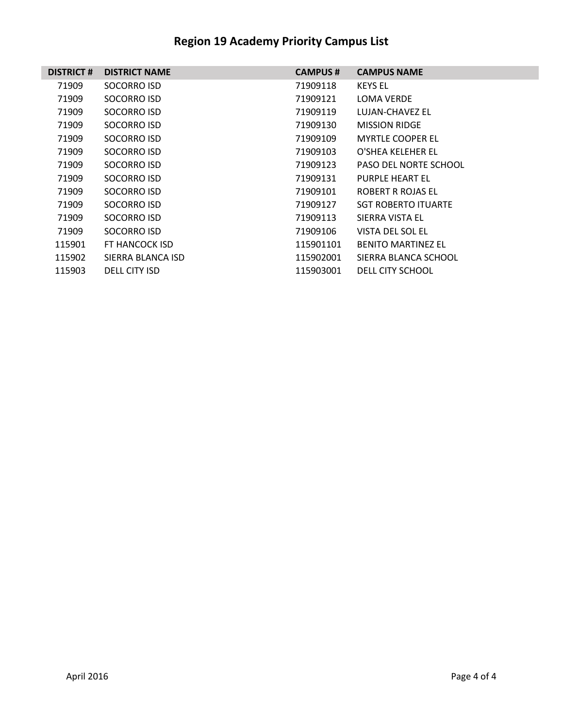# Region 19 Academy Priority Campus List

| DISTRICT # | DISTRICT NAME | CAMPUS # | CAMPUS NAME |
|---|---|---|---|
| 71909 | SOCORRO ISD | 71909118 | KEYS EL |
| 71909 | SOCORRO ISD | 71909121 | LOMA VERDE |
| 71909 | SOCORRO ISD | 71909119 | LUJAN-CHAVEZ EL |
| 71909 | SOCORRO ISD | 71909130 | MISSION RIDGE |
| 71909 | SOCORRO ISD | 71909109 | MYRTLE COOPER EL |
| 71909 | SOCORRO ISD | 71909103 | O'SHEA KELEHER EL |
| 71909 | SOCORRO ISD | 71909123 | PASO DEL NORTE SCHOOL |
| 71909 | SOCORRO ISD | 71909131 | PURPLE HEART EL |
| 71909 | SOCORRO ISD | 71909101 | ROBERT R ROJAS EL |
| 71909 | SOCORRO ISD | 71909127 | SGT ROBERTO ITUARTE |
| 71909 | SOCORRO ISD | 71909113 | SIERRA VISTA EL |
| 71909 | SOCORRO ISD | 71909106 | VISTA DEL SOL EL |
| 115901 | FT HANCOCK ISD | 115901101 | BENITO MARTINEZ EL |
| 115902 | SIERRA BLANCA ISD | 115902001 | SIERRA BLANCA SCHOOL |
| 115903 | DELL CITY ISD | 115903001 | DELL CITY SCHOOL |

April 2016